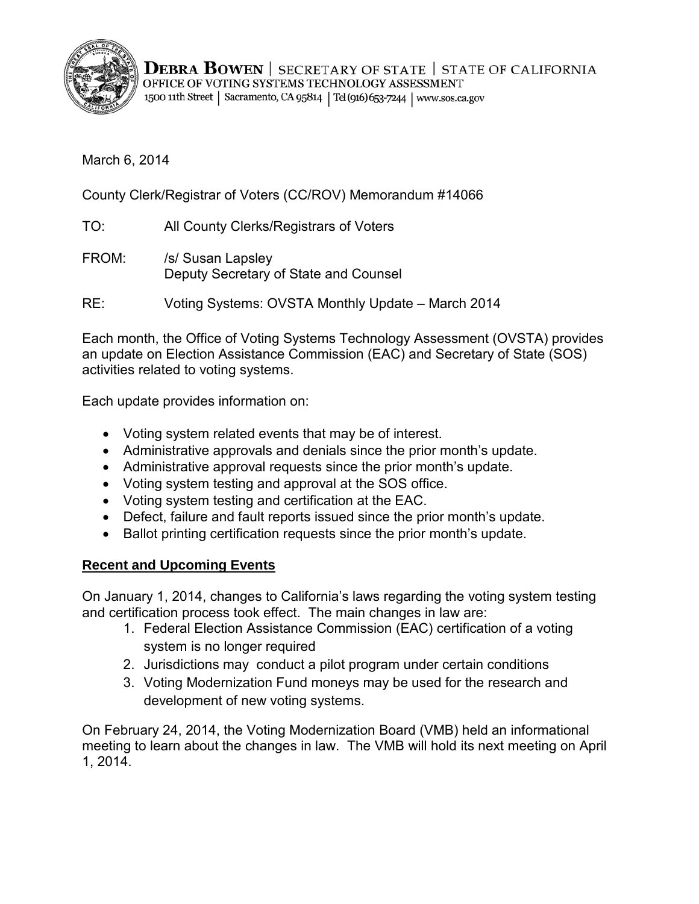**DEBRA BOWEN** | SECRETARY OF STATE | STATE OF CALIFORNIA
OFFICE OF VOTING SYSTEMS TECHNOLOGY ASSESSMENT
1500 11th Street | Sacramento, CA 95814 | Tel (916) 653-7244 | www.sos.ca.gov

March 6, 2014

County Clerk/Registrar of Voters (CC/ROV) Memorandum #14066

TO: All County Clerks/Registrars of Voters

FROM: /s/ Susan Lapsley
Deputy Secretary of State and Counsel

RE: Voting Systems: OVSTA Monthly Update – March 2014

Each month, the Office of Voting Systems Technology Assessment (OVSTA) provides an update on Election Assistance Commission (EAC) and Secretary of State (SOS) activities related to voting systems.

Each update provides information on:

- Voting system related events that may be of interest.
- Administrative approvals and denials since the prior month's update.
- Administrative approval requests since the prior month's update.
- Voting system testing and approval at the SOS office.
- Voting system testing and certification at the EAC.
- Defect, failure and fault reports issued since the prior month's update.
- Ballot printing certification requests since the prior month's update.

**Recent and Upcoming Events**

On January 1, 2014, changes to California's laws regarding the voting system testing and certification process took effect. The main changes in law are:

1. Federal Election Assistance Commission (EAC) certification of a voting system is no longer required
2. Jurisdictions may conduct a pilot program under certain conditions
3. Voting Modernization Fund moneys may be used for the research and development of new voting systems.

On February 24, 2014, the Voting Modernization Board (VMB) held an informational meeting to learn about the changes in law. The VMB will hold its next meeting on April 1, 2014.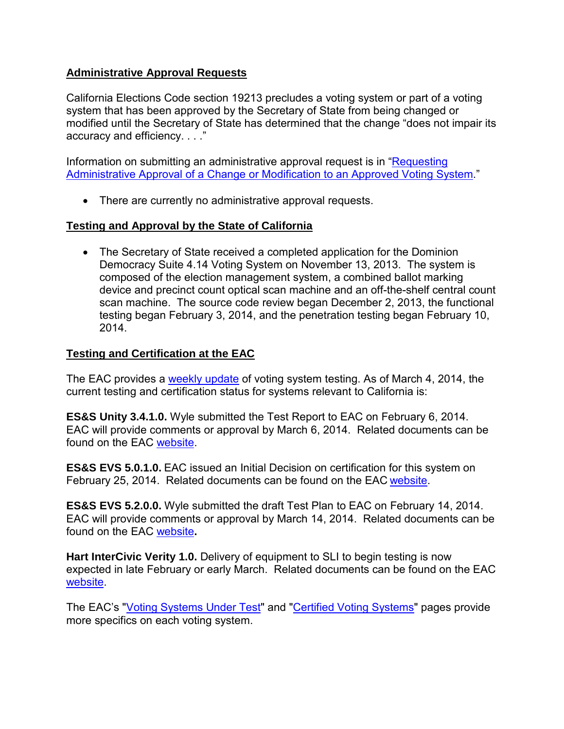## Administrative Approval Requests

California Elections Code section 19213 precludes a voting system or part of a voting system that has been approved by the Secretary of State from being changed or modified until the Secretary of State has determined that the change "does not impair its accuracy and efficiency. . . ."

Information on submitting an administrative approval request is in "Requesting Administrative Approval of a Change or Modification to an Approved Voting System."

- There are currently no administrative approval requests.

## Testing and Approval by the State of California

- The Secretary of State received a completed application for the Dominion Democracy Suite 4.14 Voting System on November 13, 2013. The system is composed of the election management system, a combined ballot marking device and precinct count optical scan machine and an off-the-shelf central count scan machine. The source code review began December 2, 2013, the functional testing began February 3, 2014, and the penetration testing began February 10, 2014.

## Testing and Certification at the EAC

The EAC provides a weekly update of voting system testing. As of March 4, 2014, the current testing and certification status for systems relevant to California is:

**ES&S Unity 3.4.1.0.** Wyle submitted the Test Report to EAC on February 6, 2014. EAC will provide comments or approval by March 6, 2014. Related documents can be found on the EAC website.

**ES&S EVS 5.0.1.0.** EAC issued an Initial Decision on certification for this system on February 25, 2014. Related documents can be found on the EAC website.

**ES&S EVS 5.2.0.0.** Wyle submitted the draft Test Plan to EAC on February 14, 2014. EAC will provide comments or approval by March 14, 2014. Related documents can be found on the EAC website**.**

**Hart InterCivic Verity 1.0.** Delivery of equipment to SLI to begin testing is now expected in late February or early March. Related documents can be found on the EAC website.

The EAC's "Voting Systems Under Test" and "Certified Voting Systems" pages provide more specifics on each voting system.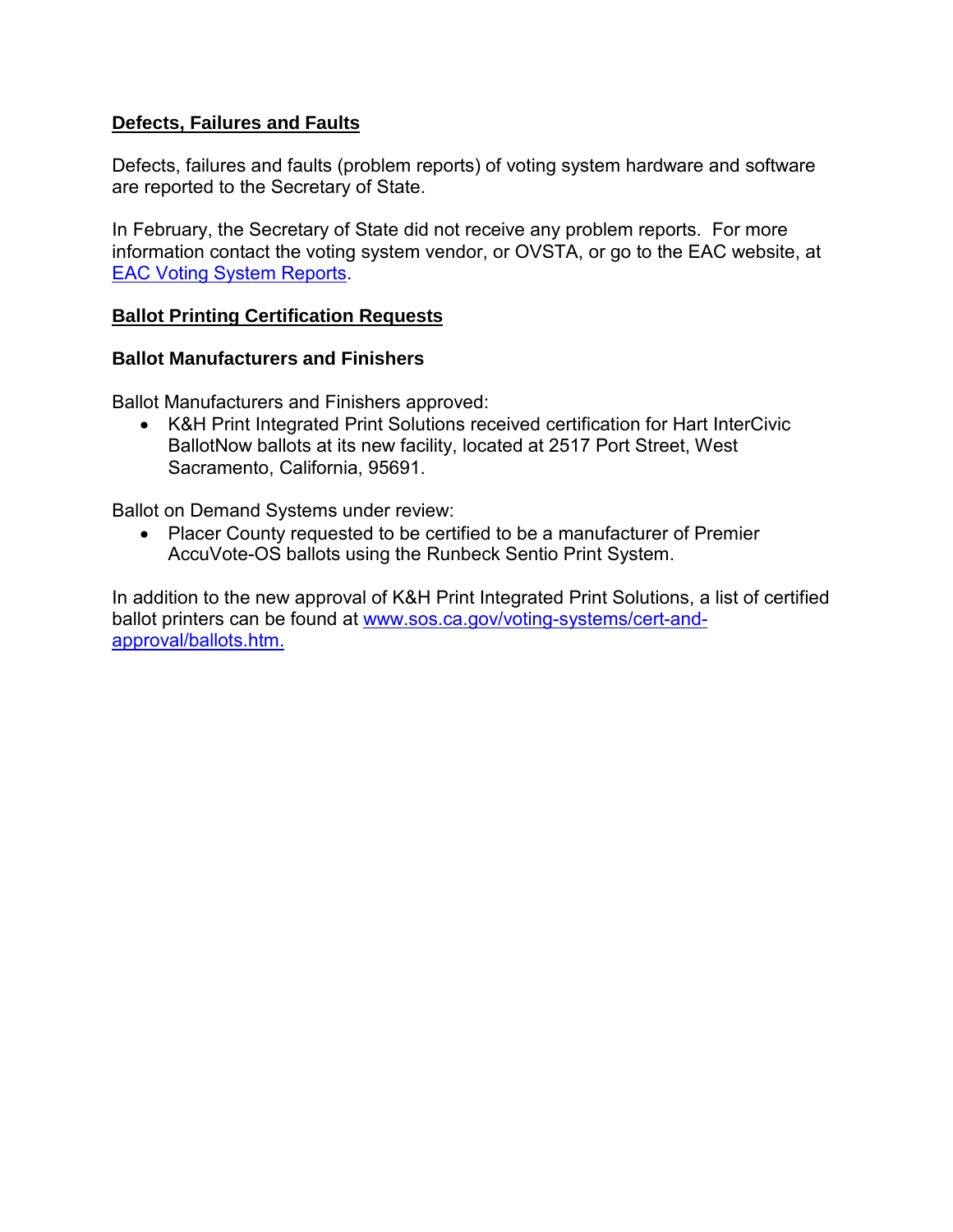## Defects, Failures and Faults

Defects, failures and faults (problem reports) of voting system hardware and software are reported to the Secretary of State.

In February, the Secretary of State did not receive any problem reports. For more information contact the voting system vendor, or OVSTA, or go to the EAC website, at [EAC Voting System Reports](EAC Voting System Reports).

## Ballot Printing Certification Requests

### Ballot Manufacturers and Finishers

Ballot Manufacturers and Finishers approved:

- K&H Print Integrated Print Solutions received certification for Hart InterCivic BallotNow ballots at its new facility, located at 2517 Port Street, West Sacramento, California, 95691.

Ballot on Demand Systems under review:

- Placer County requested to be certified to be a manufacturer of Premier AccuVote-OS ballots using the Runbeck Sentio Print System.

In addition to the new approval of K&H Print Integrated Print Solutions, a list of certified ballot printers can be found at www.sos.ca.gov/voting-systems/cert-and-approval/ballots.htm.